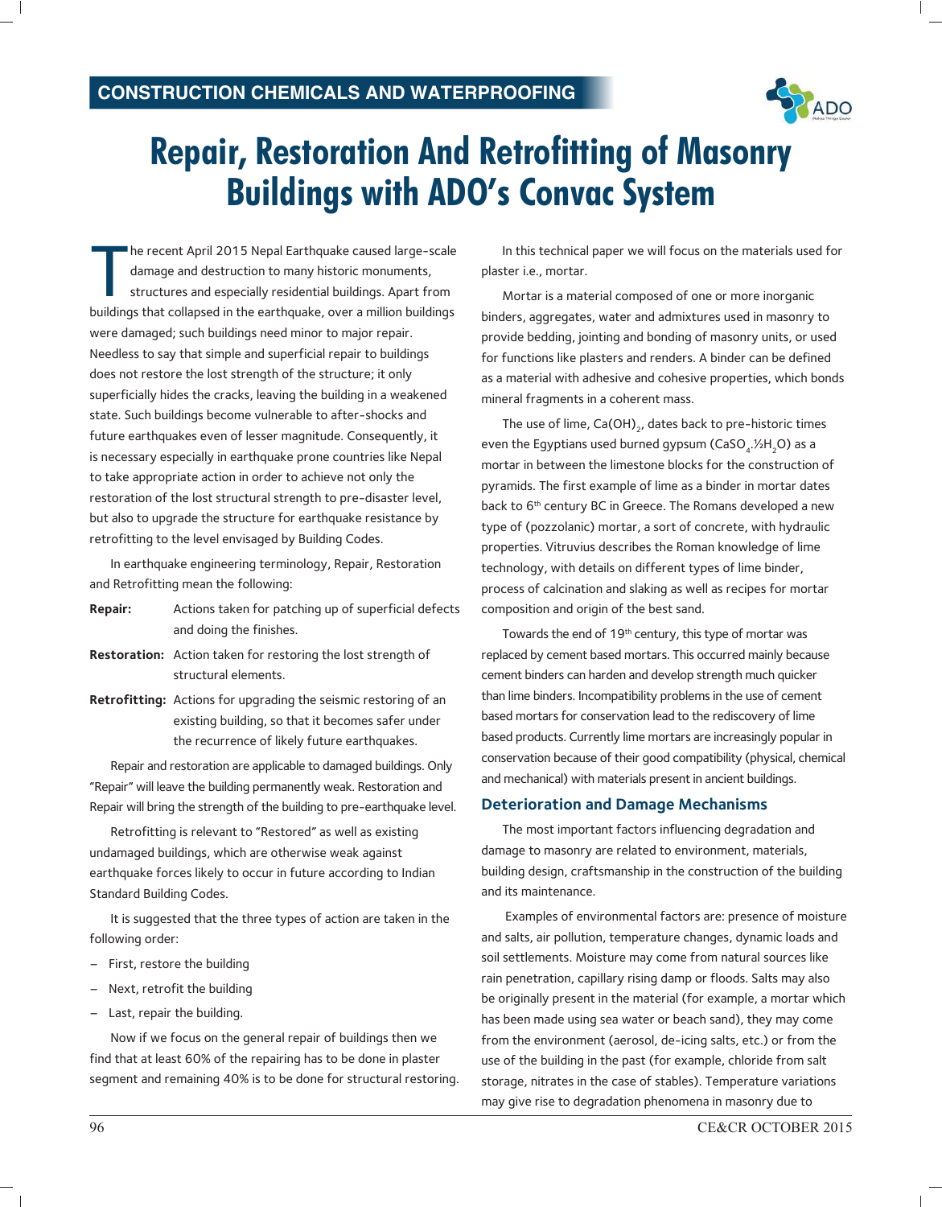# Repair, Restoration And Retrofitting of Masonry Buildings with ADO's Convac System

The recent April 2015 Nepal Earthquake caused large-scale damage and destruction to many historic monuments, structures and especially residential buildings. Apart from buildings that collapsed in the earthquake, over a million buildings were damaged; such buildings need minor to major repair. Needless to say that simple and superficial repair to buildings does not restore the lost strength of the structure; it only superficially hides the cracks, leaving the building in a weakened state. Such buildings become vulnerable to after-shocks and future earthquakes even of lesser magnitude. Consequently, it is necessary especially in earthquake prone countries like Nepal to take appropriate action in order to achieve not only the restoration of the lost structural strength to pre-disaster level, but also to upgrade the structure for earthquake resistance by retrofitting to the level envisaged by Building Codes.

In earthquake engineering terminology, Repair, Restoration and Retrofitting mean the following:

**Repair:** Actions taken for patching up of superficial defects and doing the finishes.

**Restoration:** Action taken for restoring the lost strength of structural elements.

**Retrofitting:** Actions for upgrading the seismic restoring of an existing building, so that it becomes safer under the recurrence of likely future earthquakes.

Repair and restoration are applicable to damaged buildings. Only "Repair" will leave the building permanently weak. Restoration and Repair will bring the strength of the building to pre-earthquake level.

Retrofitting is relevant to "Restored" as well as existing undamaged buildings, which are otherwise weak against earthquake forces likely to occur in future according to Indian Standard Building Codes.

It is suggested that the three types of action are taken in the following order:

- First, restore the building
- Next, retrofit the building
- Last, repair the building.

Now if we focus on the general repair of buildings then we find that at least 60% of the repairing has to be done in plaster segment and remaining 40% is to be done for structural restoring.

In this technical paper we will focus on the materials used for plaster i.e., mortar.

Mortar is a material composed of one or more inorganic binders, aggregates, water and admixtures used in masonry to provide bedding, jointing and bonding of masonry units, or used for functions like plasters and renders. A binder can be defined as a material with adhesive and cohesive properties, which bonds mineral fragments in a coherent mass.

The use of lime, $Ca(OH)_2$, dates back to pre-historic times even the Egyptians used burned gypsum ($CaSO_4 \cdot ½H_2O$) as a mortar in between the limestone blocks for the construction of pyramids. The first example of lime as a binder in mortar dates back to 6th century BC in Greece. The Romans developed a new type of (pozzolanic) mortar, a sort of concrete, with hydraulic properties. Vitruvius describes the Roman knowledge of lime technology, with details on different types of lime binder, process of calcination and slaking as well as recipes for mortar composition and origin of the best sand.

Towards the end of 19th century, this type of mortar was replaced by cement based mortars. This occurred mainly because cement binders can harden and develop strength much quicker than lime binders. Incompatibility problems in the use of cement based mortars for conservation lead to the rediscovery of lime based products. Currently lime mortars are increasingly popular in conservation because of their good compatibility (physical, chemical and mechanical) with materials present in ancient buildings.

## Deterioration and Damage Mechanisms

The most important factors influencing degradation and damage to masonry are related to environment, materials, building design, craftsmanship in the construction of the building and its maintenance.

Examples of environmental factors are: presence of moisture and salts, air pollution, temperature changes, dynamic loads and soil settlements. Moisture may come from natural sources like rain penetration, capillary rising damp or floods. Salts may also be originally present in the material (for example, a mortar which has been made using sea water or beach sand), they may come from the environment (aerosol, de-icing salts, etc.) or from the use of the building in the past (for example, chloride from salt storage, nitrates in the case of stables). Temperature variations may give rise to degradation phenomena in masonry due to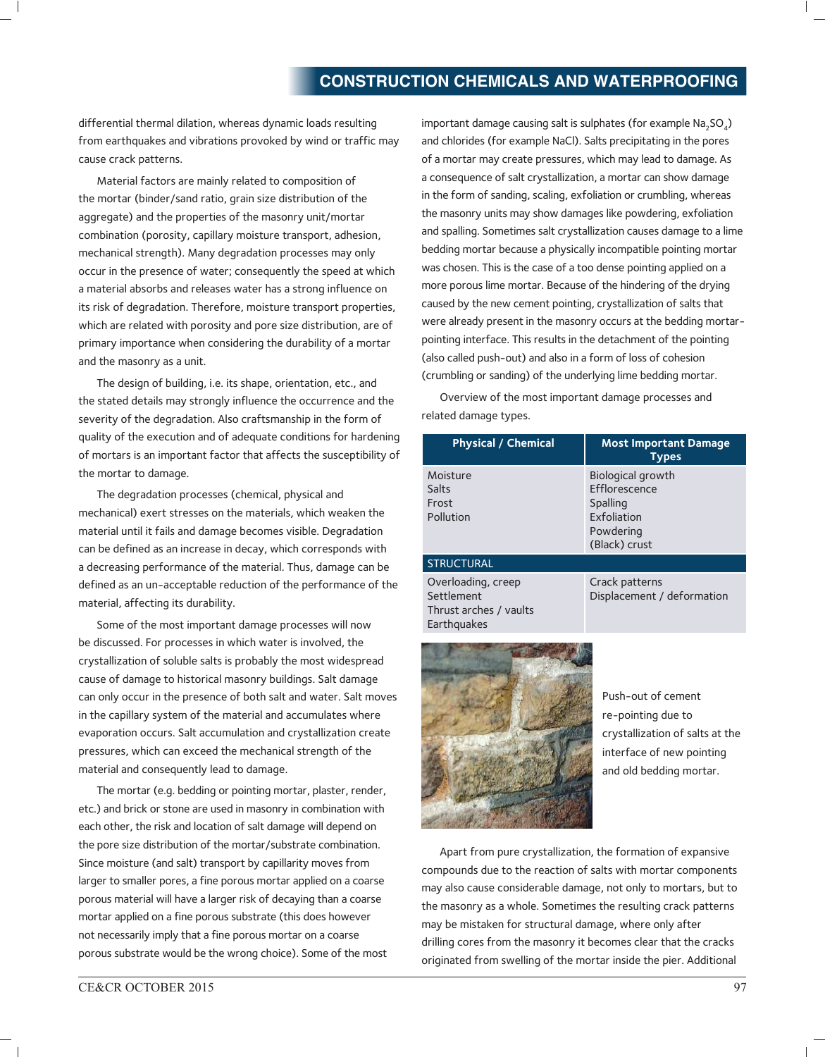differential thermal dilation, whereas dynamic loads resulting from earthquakes and vibrations provoked by wind or traffic may cause crack patterns.

Material factors are mainly related to composition of the mortar (binder/sand ratio, grain size distribution of the aggregate) and the properties of the masonry unit/mortar combination (porosity, capillary moisture transport, adhesion, mechanical strength). Many degradation processes may only occur in the presence of water; consequently the speed at which a material absorbs and releases water has a strong influence on its risk of degradation. Therefore, moisture transport properties, which are related with porosity and pore size distribution, are of primary importance when considering the durability of a mortar and the masonry as a unit.

The design of building, i.e. its shape, orientation, etc., and the stated details may strongly influence the occurrence and the severity of the degradation. Also craftsmanship in the form of quality of the execution and of adequate conditions for hardening of mortars is an important factor that affects the susceptibility of the mortar to damage.

The degradation processes (chemical, physical and mechanical) exert stresses on the materials, which weaken the material until it fails and damage becomes visible. Degradation can be defined as an increase in decay, which corresponds with a decreasing performance of the material. Thus, damage can be defined as an un-acceptable reduction of the performance of the material, affecting its durability.

Some of the most important damage processes will now be discussed. For processes in which water is involved, the crystallization of soluble salts is probably the most widespread cause of damage to historical masonry buildings. Salt damage can only occur in the presence of both salt and water. Salt moves in the capillary system of the material and accumulates where evaporation occurs. Salt accumulation and crystallization create pressures, which can exceed the mechanical strength of the material and consequently lead to damage.

The mortar (e.g. bedding or pointing mortar, plaster, render, etc.) and brick or stone are used in masonry in combination with each other, the risk and location of salt damage will depend on the pore size distribution of the mortar/substrate combination. Since moisture (and salt) transport by capillarity moves from larger to smaller pores, a fine porous mortar applied on a coarse porous material will have a larger risk of decaying than a coarse mortar applied on a fine porous substrate (this does however not necessarily imply that a fine porous mortar on a coarse porous substrate would be the wrong choice). Some of the most important damage causing salt is sulphates (for example $Na_2SO_4$) and chlorides (for example NaCl). Salts precipitating in the pores of a mortar may create pressures, which may lead to damage. As a consequence of salt crystallization, a mortar can show damage in the form of sanding, scaling, exfoliation or crumbling, whereas the masonry units may show damages like powdering, exfoliation and spalling. Sometimes salt crystallization causes damage to a lime bedding mortar because a physically incompatible pointing mortar was chosen. This is the case of a too dense pointing applied on a more porous lime mortar. Because of the hindering of the drying caused by the new cement pointing, crystallization of salts that were already present in the masonry occurs at the bedding mortar-pointing interface. This results in the detachment of the pointing (also called push-out) and also in a form of loss of cohesion (crumbling or sanding) of the underlying lime bedding mortar.

Overview of the most important damage processes and related damage types.

| Physical / Chemical | Most Important Damage Types |
|---|---|
| Moisture<br>Salts<br>Frost<br>Pollution | Biological growth<br>Efflorescence<br>Spalling<br>Exfoliation<br>Powdering<br>(Black) crust |
| **STRUCTURAL** | |
| Overloading, creep<br>Settlement<br>Thrust arches / vaults<br>Earthquakes | Crack patterns<br>Displacement / deformation |

Push-out of cement re-pointing due to crystallization of salts at the interface of new pointing and old bedding mortar.

Apart from pure crystallization, the formation of expansive compounds due to the reaction of salts with mortar components may also cause considerable damage, not only to mortars, but to the masonry as a whole. Sometimes the resulting crack patterns may be mistaken for structural damage, where only after drilling cores from the masonry it becomes clear that the cracks originated from swelling of the mortar inside the pier. Additional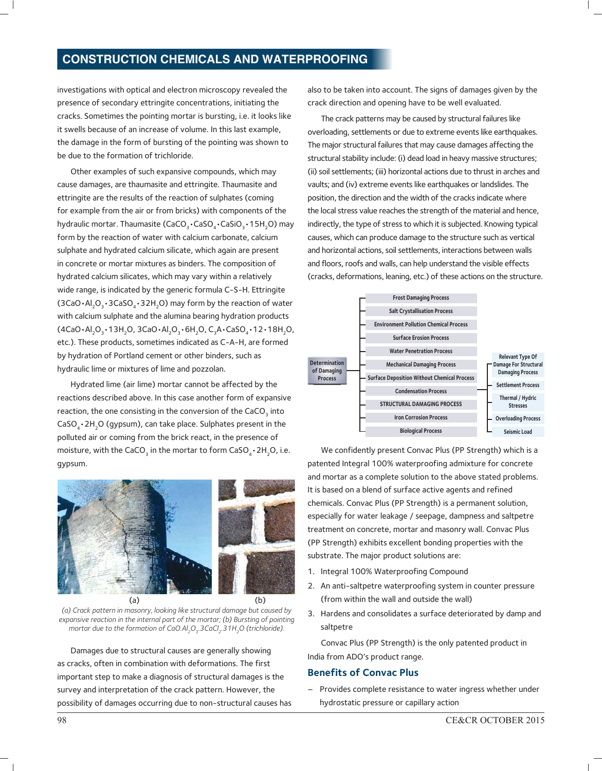investigations with optical and electron microscopy revealed the presence of secondary ettringite concentrations, initiating the cracks. Sometimes the pointing mortar is bursting, i.e. it looks like it swells because of an increase of volume. In this last example, the damage in the form of bursting of the pointing was shown to be due to the formation of trichloride.

Other examples of such expansive compounds, which may cause damages, are thaumasite and ettringite. Thaumasite and ettringite are the results of the reaction of sulphates (coming for example from the air or from bricks) with components of the hydraulic mortar. Thaumasite ($CaCO_3 \cdot CaSO_4 \cdot CaSiO_3 \cdot 15H_2O$) may form by the reaction of water with calcium carbonate, calcium sulphate and hydrated calcium silicate, which again are present in concrete or mortar mixtures as binders. The composition of hydrated calcium silicates, which may vary within a relatively wide range, is indicated by the generic formula C-S-H. Ettringite ($3CaO \cdot Al_2O_3 \cdot 3CaSO_4 \cdot 32H_2O$) may form by the reaction of water with calcium sulphate and the alumina bearing hydration products ($4CaO \cdot Al_2O_3 \cdot 13H_2O$, $3CaO \cdot Al_2O_3 \cdot 6H_2O$, $C_3A \cdot CaSO_4 \cdot 12 \cdot 18H_2O$, etc.). These products, sometimes indicated as C-A-H, are formed by hydration of Portland cement or other binders, such as hydraulic lime or mixtures of lime and pozzolan.

Hydrated lime (air lime) mortar cannot be affected by the reactions described above. In this case another form of expansive reaction, the one consisting in the conversion of the $CaCO_3$ into $CaSO_4 \cdot 2H_2O$ (gypsum), can take place. Sulphates present in the polluted air or coming from the brick react, in the presence of moisture, with the $CaCO_3$ in the mortar to form $CaSO_4 \cdot 2H_2O$, i.e. gypsum.

(a) (b)

*(a) Crack pattern in masonry, looking like structural damage but caused by expansive reaction in the internal part of the mortar; (b) Bursting of pointing mortar due to the formation of $CaO.Al_2O_3.3CaCl_2.31H_2O$ (trichloride).*

Damages due to structural causes are generally showing as cracks, often in combination with deformations. The first important step to make a diagnosis of structural damages is the survey and interpretation of the crack pattern. However, the possibility of damages occurring due to non-structural causes has also to be taken into account. The signs of damages given by the crack direction and opening have to be well evaluated.

The crack patterns may be caused by structural failures like overloading, settlements or due to extreme events like earthquakes. The major structural failures that may cause damages affecting the structural stability include: (i) dead load in heavy massive structures; (ii) soil settlements; (iii) horizontal actions due to thrust in arches and vaults; and (iv) extreme events like earthquakes or landslides. The position, the direction and the width of the cracks indicate where the local stress value reaches the strength of the material and hence, indirectly, the type of stress to which it is subjected. Knowing typical causes, which can produce damage to the structure such as vertical and horizontal actions, soil settlements, interactions between walls and floors, roofs and walls, can help understand the visible effects (cracks, deformations, leaning, etc.) of these actions on the structure.

Determination of Damaging Process

Frost Damaging Process
Salt Crystallisation Process
Environment Pollution Chemical Process
Surface Erosion Process
Water Penetration Process
Mechanical Damaging Process
Surface Deposition Without Chemical Process
Condensation Process
STRUCTURAL DAMAGING PROCESS
Iron Corrosion Process
Biological Process

Relevant Type Of Damage For Structural Damaging Process
Settlement Process
Thermal / Hydric Stresses
Overloading Process
Seismic Load

We confidently present Convac Plus (PP Strength) which is a patented Integral 100% waterproofing admixture for concrete and mortar as a complete solution to the above stated problems. It is based on a blend of surface active agents and refined chemicals. Convac Plus (PP Strength) is a permanent solution, especially for water leakage / seepage, dampness and saltpetre treatment on concrete, mortar and masonry wall. Convac Plus (PP Strength) exhibits excellent bonding properties with the substrate. The major product solutions are:

1. Integral 100% Waterproofing Compound
2. An anti-saltpetre waterproofing system in counter pressure (from within the wall and outside the wall)
3. Hardens and consolidates a surface deteriorated by damp and saltpetre

Convac Plus (PP Strength) is the only patented product in India from ADO's product range.

## Benefits of Convac Plus

- Provides complete resistance to water ingress whether under hydrostatic pressure or capillary action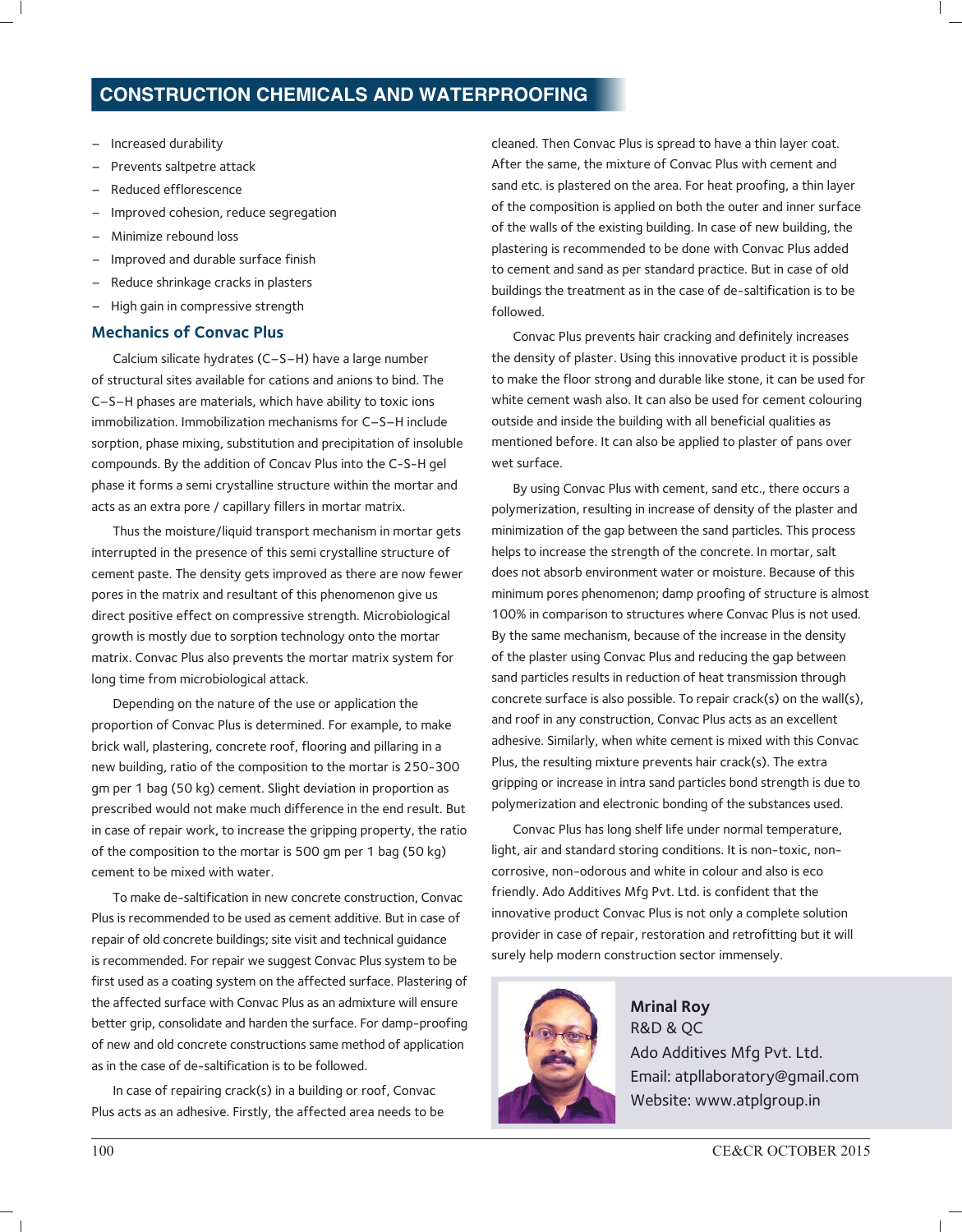- Increased durability
- Prevents saltpetre attack
- Reduced efflorescence
- Improved cohesion, reduce segregation
- Minimize rebound loss
- Improved and durable surface finish
- Reduce shrinkage cracks in plasters
- High gain in compressive strength

## Mechanics of Convac Plus

Calcium silicate hydrates (C–S–H) have a large number of structural sites available for cations and anions to bind. The C–S–H phases are materials, which have ability to toxic ions immobilization. Immobilization mechanisms for C–S–H include sorption, phase mixing, substitution and precipitation of insoluble compounds. By the addition of Concav Plus into the C-S-H gel phase it forms a semi crystalline structure within the mortar and acts as an extra pore / capillary fillers in mortar matrix.

Thus the moisture/liquid transport mechanism in mortar gets interrupted in the presence of this semi crystalline structure of cement paste. The density gets improved as there are now fewer pores in the matrix and resultant of this phenomenon give us direct positive effect on compressive strength. Microbiological growth is mostly due to sorption technology onto the mortar matrix. Convac Plus also prevents the mortar matrix system for long time from microbiological attack.

Depending on the nature of the use or application the proportion of Convac Plus is determined. For example, to make brick wall, plastering, concrete roof, flooring and pillaring in a new building, ratio of the composition to the mortar is 250-300 gm per 1 bag (50 kg) cement. Slight deviation in proportion as prescribed would not make much difference in the end result. But in case of repair work, to increase the gripping property, the ratio of the composition to the mortar is 500 gm per 1 bag (50 kg) cement to be mixed with water.

To make de-saltification in new concrete construction, Convac Plus is recommended to be used as cement additive. But in case of repair of old concrete buildings; site visit and technical guidance is recommended. For repair we suggest Convac Plus system to be first used as a coating system on the affected surface. Plastering of the affected surface with Convac Plus as an admixture will ensure better grip, consolidate and harden the surface. For damp-proofing of new and old concrete constructions same method of application as in the case of de-saltification is to be followed.

In case of repairing crack(s) in a building or roof, Convac Plus acts as an adhesive. Firstly, the affected area needs to be cleaned. Then Convac Plus is spread to have a thin layer coat. After the same, the mixture of Convac Plus with cement and sand etc. is plastered on the area. For heat proofing, a thin layer of the composition is applied on both the outer and inner surface of the walls of the existing building. In case of new building, the plastering is recommended to be done with Convac Plus added to cement and sand as per standard practice. But in case of old buildings the treatment as in the case of de-saltification is to be followed.

Convac Plus prevents hair cracking and definitely increases the density of plaster. Using this innovative product it is possible to make the floor strong and durable like stone, it can be used for white cement wash also. It can also be used for cement colouring outside and inside the building with all beneficial qualities as mentioned before. It can also be applied to plaster of pans over wet surface.

By using Convac Plus with cement, sand etc., there occurs a polymerization, resulting in increase of density of the plaster and minimization of the gap between the sand particles. This process helps to increase the strength of the concrete. In mortar, salt does not absorb environment water or moisture. Because of this minimum pores phenomenon; damp proofing of structure is almost 100% in comparison to structures where Convac Plus is not used. By the same mechanism, because of the increase in the density of the plaster using Convac Plus and reducing the gap between sand particles results in reduction of heat transmission through concrete surface is also possible. To repair crack(s) on the wall(s), and roof in any construction, Convac Plus acts as an excellent adhesive. Similarly, when white cement is mixed with this Convac Plus, the resulting mixture prevents hair crack(s). The extra gripping or increase in intra sand particles bond strength is due to polymerization and electronic bonding of the substances used.

Convac Plus has long shelf life under normal temperature, light, air and standard storing conditions. It is non-toxic, non-corrosive, non-odorous and white in colour and also is eco friendly. Ado Additives Mfg Pvt. Ltd. is confident that the innovative product Convac Plus is not only a complete solution provider in case of repair, restoration and retrofitting but it will surely help modern construction sector immensely.

**Mrinal Roy**
R&D & QC
Ado Additives Mfg Pvt. Ltd.
Email: atpllaboratory@gmail.com
Website: www.atplgroup.in